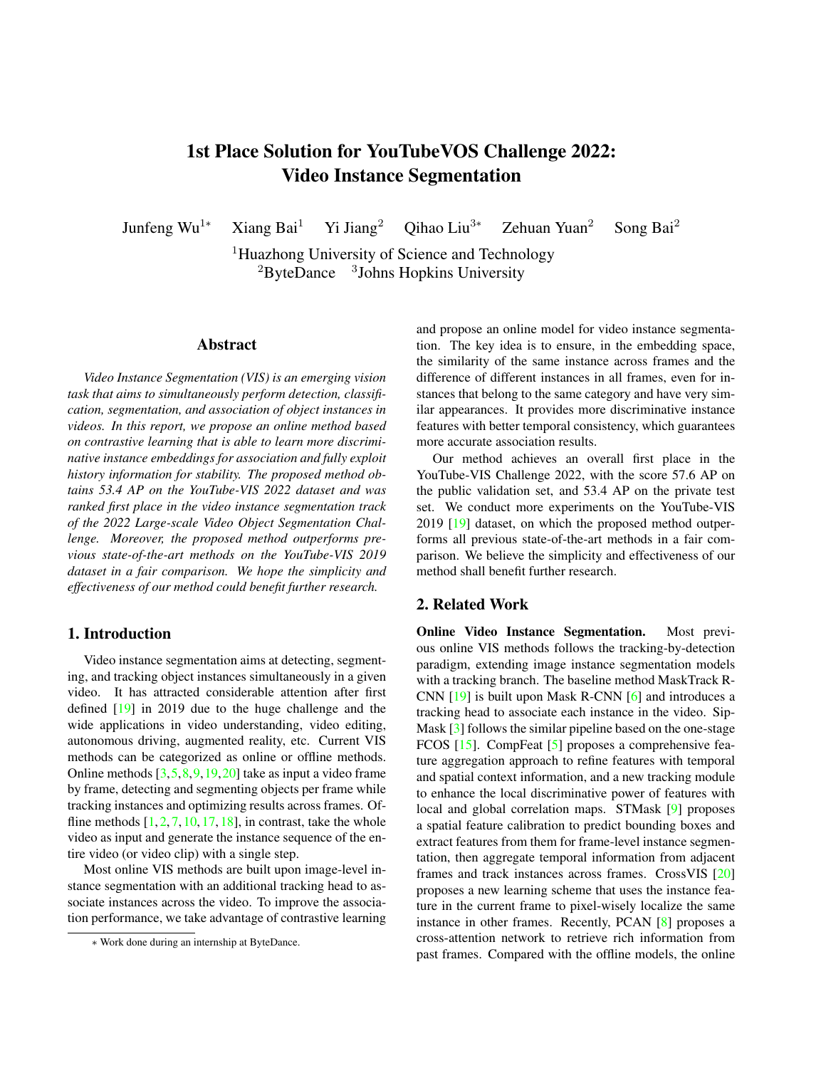# 1st Place Solution for YouTubeVOS Challenge 2022: Video Instance Segmentation

Junfeng Wu[1*] Xiang Bai[1] Yi Jiang[2] Qihao Liu[3*] Zehuan Yuan[2] Song Bai[2]

[1]Huazhong University of Science and Technology
[2]ByteDance [3]Johns Hopkins University

## Abstract

*Video Instance Segmentation (VIS) is an emerging vision task that aims to simultaneously perform detection, classification, segmentation, and association of object instances in videos. In this report, we propose an online method based on contrastive learning that is able to learn more discriminative instance embeddings for association and fully exploit history information for stability. The proposed method obtains 53.4 AP on the YouTube-VIS 2022 dataset and was ranked first place in the video instance segmentation track of the 2022 Large-scale Video Object Segmentation Challenge. Moreover, the proposed method outperforms previous state-of-the-art methods on the YouTube-VIS 2019 dataset in a fair comparison. We hope the simplicity and effectiveness of our method could benefit further research.*

## 1. Introduction

Video instance segmentation aims at detecting, segmenting, and tracking object instances simultaneously in a given video. It has attracted considerable attention after first defined [19] in 2019 due to the huge challenge and the wide applications in video understanding, video editing, autonomous driving, augmented reality, etc. Current VIS methods can be categorized as online or offline methods. Online methods [3,5,8,9,19,20] take as input a video frame by frame, detecting and segmenting objects per frame while tracking instances and optimizing results across frames. Offline methods [1,2,7,10,17,18], in contrast, take the whole video as input and generate the instance sequence of the entire video (or video clip) with a single step.

Most online VIS methods are built upon image-level instance segmentation with an additional tracking head to associate instances across the video. To improve the association performance, we take advantage of contrastive learning and propose an online model for video instance segmentation. The key idea is to ensure, in the embedding space, the similarity of the same instance across frames and the difference of different instances in all frames, even for instances that belong to the same category and have very similar appearances. It provides more discriminative instance features with better temporal consistency, which guarantees more accurate association results.

Our method achieves an overall first place in the YouTube-VIS Challenge 2022, with the score 57.6 AP on the public validation set, and 53.4 AP on the private test set. We conduct more experiments on the YouTube-VIS 2019 [19] dataset, on which the proposed method outperforms all previous state-of-the-art methods in a fair comparison. We believe the simplicity and effectiveness of our method shall benefit further research.

## 2. Related Work

**Online Video Instance Segmentation.** Most previous online VIS methods follows the tracking-by-detection paradigm, extending image instance segmentation models with a tracking branch. The baseline method MaskTrack R-CNN [19] is built upon Mask R-CNN [6] and introduces a tracking head to associate each instance in the video. SipMask [3] follows the similar pipeline based on the one-stage FCOS [15]. CompFeat [5] proposes a comprehensive feature aggregation approach to refine features with temporal and spatial context information, and a new tracking module to enhance the local discriminative power of features with local and global correlation maps. STMask [9] proposes a spatial feature calibration to predict bounding boxes and extract features from them for frame-level instance segmentation, then aggregate temporal information from adjacent frames and track instances across frames. CrossVIS [20] proposes a new learning scheme that uses the instance feature in the current frame to pixel-wisely localize the same instance in other frames. Recently, PCAN [8] proposes a cross-attention network to retrieve rich information from past frames. Compared with the offline models, the online

* Work done during an internship at ByteDance.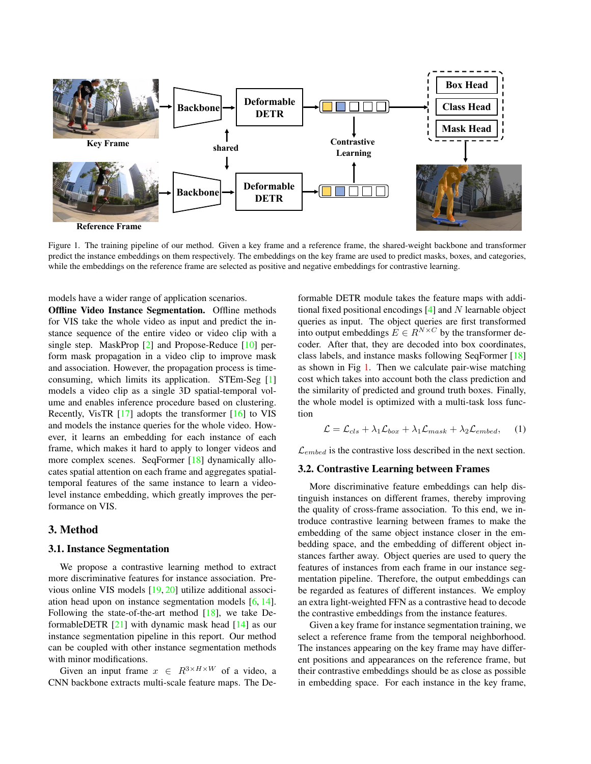Figure 1. The training pipeline of our method. Given a key frame and a reference frame, the shared-weight backbone and transformer predict the instance embeddings on them respectively. The embeddings on the key frame are used to predict masks, boxes, and categories, while the embeddings on the reference frame are selected as positive and negative embeddings for contrastive learning.

models have a wider range of application scenarios.

**Offline Video Instance Segmentation.** Offline methods for VIS take the whole video as input and predict the instance sequence of the entire video or video clip with a single step. MaskProp [2] and Propose-Reduce [10] perform mask propagation in a video clip to improve mask and association. However, the propagation process is time-consuming, which limits its application. STEm-Seg [1] models a video clip as a single 3D spatial-temporal volume and enables inference procedure based on clustering. Recently, VisTR [17] adopts the transformer [16] to VIS and models the instance queries for the whole video. However, it learns an embedding for each instance of each frame, which makes it hard to apply to longer videos and more complex scenes. SeqFormer [18] dynamically allocates spatial attention on each frame and aggregates spatial-temporal features of the same instance to learn a video-level instance embedding, which greatly improves the performance on VIS.

# 3. Method

## 3.1. Instance Segmentation

We propose a contrastive learning method to extract more discriminative features for instance association. Previous online VIS models [19, 20] utilize additional association head upon on instance segmentation models [6, 14]. Following the state-of-the-art method [18], we take DeformableDETR [21] with dynamic mask head [14] as our instance segmentation pipeline in this report. Our method can be coupled with other instance segmentation methods with minor modifications.

Given an input frame $x \in R^{3\times H\times W}$ of a video, a CNN backbone extracts multi-scale feature maps. The Deformable DETR module takes the feature maps with additional fixed positional encodings [4] and $N$ learnable object queries as input. The object queries are first transformed into output embeddings $E \in R^{N\times C}$ by the transformer decoder. After that, they are decoded into box coordinates, class labels, and instance masks following SeqFormer [18] as shown in Fig 1. Then we calculate pair-wise matching cost which takes into account both the class prediction and the similarity of predicted and ground truth boxes. Finally, the whole model is optimized with a multi-task loss function

$$\mathcal{L} = \mathcal{L}_{cls} + \lambda_1 \mathcal{L}_{box} + \lambda_1 \mathcal{L}_{mask} + \lambda_2 \mathcal{L}_{embed}, \quad (1)$$

$\mathcal{L}_{embed}$ is the contrastive loss described in the next section.

## 3.2. Contrastive Learning between Frames

More discriminative feature embeddings can help distinguish instances on different frames, thereby improving the quality of cross-frame association. To this end, we introduce contrastive learning between frames to make the embedding of the same object instance closer in the embedding space, and the embedding of different object instances farther away. Object queries are used to query the features of instances from each frame in our instance segmentation pipeline. Therefore, the output embeddings can be regarded as features of different instances. We employ an extra light-weighted FFN as a contrastive head to decode the contrastive embeddings from the instance features.

Given a key frame for instance segmentation training, we select a reference frame from the temporal neighborhood. The instances appearing on the key frame may have different positions and appearances on the reference frame, but their contrastive embeddings should be as close as possible in embedding space. For each instance in the key frame,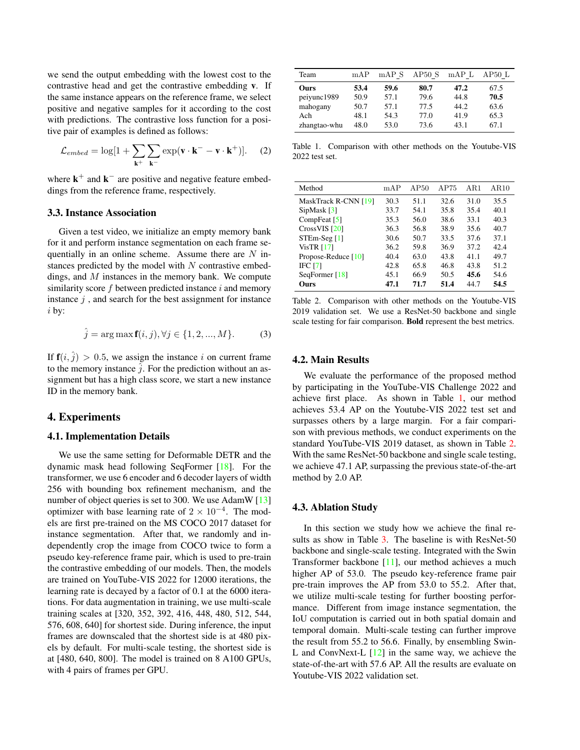we send the output embedding with the lowest cost to the contrastive head and get the contrastive embedding $\mathbf{v}$. If the same instance appears on the reference frame, we select positive and negative samples for it according to the cost with predictions. The contrastive loss function for a positive pair of examples is defined as follows:

$$\mathcal{L}_{embed} = \log[1 + \sum_{\mathbf{k}^+} \sum_{\mathbf{k}^-} \exp(\mathbf{v} \cdot \mathbf{k}^- - \mathbf{v} \cdot \mathbf{k}^+)]. \quad (2)$$

where $\mathbf{k}^+$ and $\mathbf{k}^-$ are positive and negative feature embeddings from the reference frame, respectively.

### 3.3. Instance Association

Given a test video, we initialize an empty memory bank for it and perform instance segmentation on each frame sequentially in an online scheme. Assume there are $N$ instances predicted by the model with $N$ contrastive embeddings, and $M$ instances in the memory bank. We compute similarity score $f$ between predicted instance $i$ and memory instance $j$ , and search for the best assignment for instance $i$ by:

$$\hat{j} = \arg\max \mathbf{f}(i, j), \forall j \in \{1, 2, ..., M\}. \quad (3)$$

If $\mathbf{f}(i, \hat{j}) > 0.5$, we assign the instance $i$ on current frame to the memory instance $\hat{j}$. For the prediction without an assignment but has a high class score, we start a new instance ID in the memory bank.

## 4. Experiments

### 4.1. Implementation Details

We use the same setting for Deformable DETR and the dynamic mask head following SeqFormer [18]. For the transformer, we use 6 encoder and 6 decoder layers of width 256 with bounding box refinement mechanism, and the number of object queries is set to 300. We use AdamW [13] optimizer with base learning rate of $2 \times 10^{-4}$. The models are first pre-trained on the MS COCO 2017 dataset for instance segmentation. After that, we randomly and independently crop the image from COCO twice to form a pseudo key-reference frame pair, which is used to pre-train the contrastive embedding of our models. Then, the models are trained on YouTube-VIS 2022 for 12000 iterations, the learning rate is decayed by a factor of 0.1 at the 6000 iterations. For data augmentation in training, we use multi-scale training scales at [320, 352, 392, 416, 448, 480, 512, 544, 576, 608, 640] for shortest side. During inference, the input frames are downscaled that the shortest side is at 480 pixels by default. For multi-scale testing, the shortest side is at [480, 640, 800]. The model is trained on 8 A100 GPUs, with 4 pairs of frames per GPU.

| Team | mAP | mAP_S | AP50_S | mAP_L | AP50_L |
|---|---|---|---|---|---|
| **Ours** | **53.4** | **59.6** | **80.7** | **47.2** | 67.5 |
| peiyunc1989 | 50.9 | 57.1 | 79.6 | 44.8 | **70.5** |
| mahogany | 50.7 | 57.1 | 77.5 | 44.2 | 63.6 |
| Ach | 48.1 | 54.3 | 77.0 | 41.9 | 65.3 |
| zhangtao-whu | 48.0 | 53.0 | 73.6 | 43.1 | 67.1 |

Table 1. Comparison with other methods on the Youtube-VIS 2022 test set.

| Method | mAP | AP50 | AP75 | AR1 | AR10 |
|---|---|---|---|---|---|
| MaskTrack R-CNN [19] | 30.3 | 51.1 | 32.6 | 31.0 | 35.5 |
| SipMask [3] | 33.7 | 54.1 | 35.8 | 35.4 | 40.1 |
| CompFeat [5] | 35.3 | 56.0 | 38.6 | 33.1 | 40.3 |
| CrossVIS [20] | 36.3 | 56.8 | 38.9 | 35.6 | 40.7 |
| STEm-Seg [1] | 30.6 | 50.7 | 33.5 | 37.6 | 37.1 |
| VisTR [17] | 36.2 | 59.8 | 36.9 | 37.2 | 42.4 |
| Propose-Reduce [10] | 40.4 | 63.0 | 43.8 | 41.1 | 49.7 |
| IFC [7] | 42.8 | 65.8 | 46.8 | 43.8 | 51.2 |
| SeqFormer [18] | 45.1 | 66.9 | 50.5 | **45.6** | 54.6 |
| **Ours** | **47.1** | **71.7** | **51.4** | 44.7 | **54.5** |

Table 2. Comparison with other methods on the Youtube-VIS 2019 validation set. We use a ResNet-50 backbone and single scale testing for fair comparison. **Bold** represent the best metrics.

### 4.2. Main Results

We evaluate the performance of the proposed method by participating in the YouTube-VIS Challenge 2022 and achieve first place. As shown in Table 1, our method achieves 53.4 AP on the Youtube-VIS 2022 test set and surpasses others by a large margin. For a fair comparison with previous methods, we conduct experiments on the standard YouTube-VIS 2019 dataset, as shown in Table 2. With the same ResNet-50 backbone and single scale testing, we achieve 47.1 AP, surpassing the previous state-of-the-art method by 2.0 AP.

### 4.3. Ablation Study

In this section we study how we achieve the final results as show in Table 3. The baseline is with ResNet-50 backbone and single-scale testing. Integrated with the Swin Transformer backbone [11], our method achieves a much higher AP of 53.0. The pseudo key-reference frame pair pre-train improves the AP from 53.0 to 55.2. After that, we utilize multi-scale testing for further boosting performance. Different from image instance segmentation, the IoU computation is carried out in both spatial domain and temporal domain. Multi-scale testing can further improve the result from 55.2 to 56.6. Finally, by ensembling Swin-L and ConvNext-L [12] in the same way, we achieve the state-of-the-art with 57.6 AP. All the results are evaluate on Youtube-VIS 2022 validation set.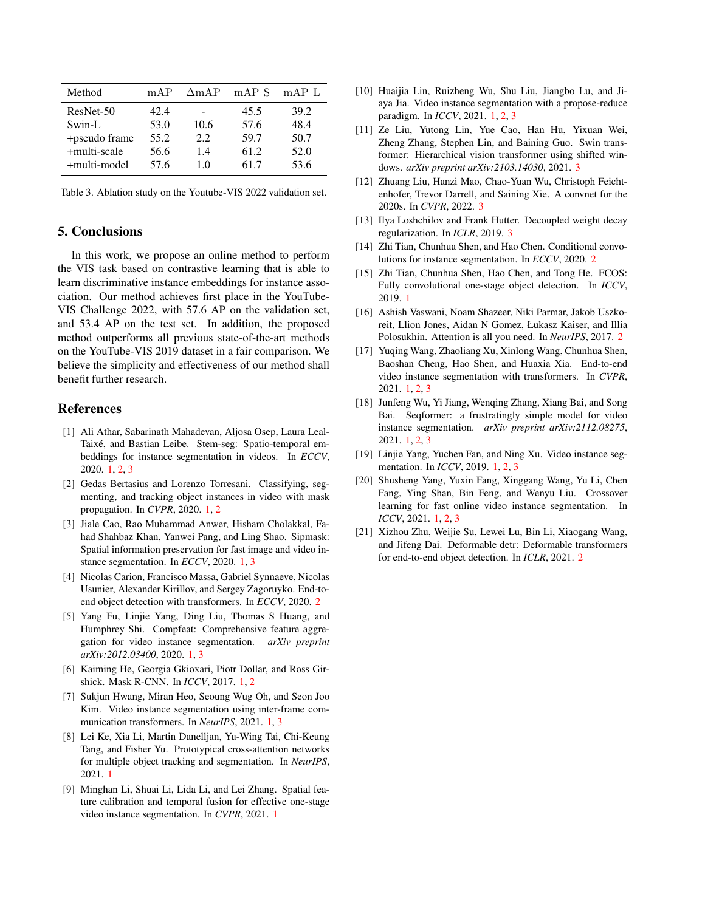| Method | mAP | $\Delta$mAP | mAP_S | mAP_L |
|---|---|---|---|---|
| ResNet-50 | 42.4 | - | 45.5 | 39.2 |
| Swin-L | 53.0 | 10.6 | 57.6 | 48.4 |
| +pseudo frame | 55.2 | 2.2 | 59.7 | 50.7 |
| +multi-scale | 56.6 | 1.4 | 61.2 | 52.0 |
| +multi-model | 57.6 | 1.0 | 61.7 | 53.6 |

Table 3. Ablation study on the Youtube-VIS 2022 validation set.

## 5. Conclusions

In this work, we propose an online method to perform the VIS task based on contrastive learning that is able to learn discriminative instance embeddings for instance association. Our method achieves first place in the YouTube-VIS Challenge 2022, with 57.6 AP on the validation set, and 53.4 AP on the test set. In addition, the proposed method outperforms all previous state-of-the-art methods on the YouTube-VIS 2019 dataset in a fair comparison. We believe the simplicity and effectiveness of our method shall benefit further research.

## References

[1] Ali Athar, Sabarinath Mahadevan, Aljosa Osep, Laura Leal-Taixé, and Bastian Leibe. Stem-seg: Spatio-temporal embeddings for instance segmentation in videos. In *ECCV*, 2020. 1, 2, 3

[2] Gedas Bertasius and Lorenzo Torresani. Classifying, segmenting, and tracking object instances in video with mask propagation. In *CVPR*, 2020. 1, 2

[3] Jiale Cao, Rao Muhammad Anwer, Hisham Cholakkal, Fahad Shahbaz Khan, Yanwei Pang, and Ling Shao. Sipmask: Spatial information preservation for fast image and video instance segmentation. In *ECCV*, 2020. 1, 3

[4] Nicolas Carion, Francisco Massa, Gabriel Synnaeve, Nicolas Usunier, Alexander Kirillov, and Sergey Zagoruyko. End-to-end object detection with transformers. In *ECCV*, 2020. 2

[5] Yang Fu, Linjie Yang, Ding Liu, Thomas S Huang, and Humphrey Shi. Compfeat: Comprehensive feature aggregation for video instance segmentation. *arXiv preprint arXiv:2012.03400*, 2020. 1, 3

[6] Kaiming He, Georgia Gkioxari, Piotr Dollar, and Ross Girshick. Mask R-CNN. In *ICCV*, 2017. 1, 2

[7] Sukjun Hwang, Miran Heo, Seoung Wug Oh, and Seon Joo Kim. Video instance segmentation using inter-frame communication transformers. In *NeurIPS*, 2021. 1, 3

[8] Lei Ke, Xia Li, Martin Danelljan, Yu-Wing Tai, Chi-Keung Tang, and Fisher Yu. Prototypical cross-attention networks for multiple object tracking and segmentation. In *NeurIPS*, 2021. 1

[9] Minghan Li, Shuai Li, Lida Li, and Lei Zhang. Spatial feature calibration and temporal fusion for effective one-stage video instance segmentation. In *CVPR*, 2021. 1

[10] Huaijia Lin, Ruizheng Wu, Shu Liu, Jiangbo Lu, and Jiaya Jia. Video instance segmentation with a propose-reduce paradigm. In *ICCV*, 2021. 1, 2, 3

[11] Ze Liu, Yutong Lin, Yue Cao, Han Hu, Yixuan Wei, Zheng Zhang, Stephen Lin, and Baining Guo. Swin transformer: Hierarchical vision transformer using shifted windows. *arXiv preprint arXiv:2103.14030*, 2021. 3

[12] Zhuang Liu, Hanzi Mao, Chao-Yuan Wu, Christoph Feichtenhofer, Trevor Darrell, and Saining Xie. A convnet for the 2020s. In *CVPR*, 2022. 3

[13] Ilya Loshchilov and Frank Hutter. Decoupled weight decay regularization. In *ICLR*, 2019. 3

[14] Zhi Tian, Chunhua Shen, and Hao Chen. Conditional convolutions for instance segmentation. In *ECCV*, 2020. 2

[15] Zhi Tian, Chunhua Shen, Hao Chen, and Tong He. FCOS: Fully convolutional one-stage object detection. In *ICCV*, 2019. 1

[16] Ashish Vaswani, Noam Shazeer, Niki Parmar, Jakob Uszkoreit, Llion Jones, Aidan N Gomez, Łukasz Kaiser, and Illia Polosukhin. Attention is all you need. In *NeurIPS*, 2017. 2

[17] Yuqing Wang, Zhaoliang Xu, Xinlong Wang, Chunhua Shen, Baoshan Cheng, Hao Shen, and Huaxia Xia. End-to-end video instance segmentation with transformers. In *CVPR*, 2021. 1, 2, 3

[18] Junfeng Wu, Yi Jiang, Wenqing Zhang, Xiang Bai, and Song Bai. Seqformer: a frustratingly simple model for video instance segmentation. *arXiv preprint arXiv:2112.08275*, 2021. 1, 2, 3

[19] Linjie Yang, Yuchen Fan, and Ning Xu. Video instance segmentation. In *ICCV*, 2019. 1, 2, 3

[20] Shusheng Yang, Yuxin Fang, Xinggang Wang, Yu Li, Chen Fang, Ying Shan, Bin Feng, and Wenyu Liu. Crossover learning for fast online video instance segmentation. In *ICCV*, 2021. 1, 2, 3

[21] Xizhou Zhu, Weijie Su, Lewei Lu, Bin Li, Xiaogang Wang, and Jifeng Dai. Deformable detr: Deformable transformers for end-to-end object detection. In *ICLR*, 2021. 2